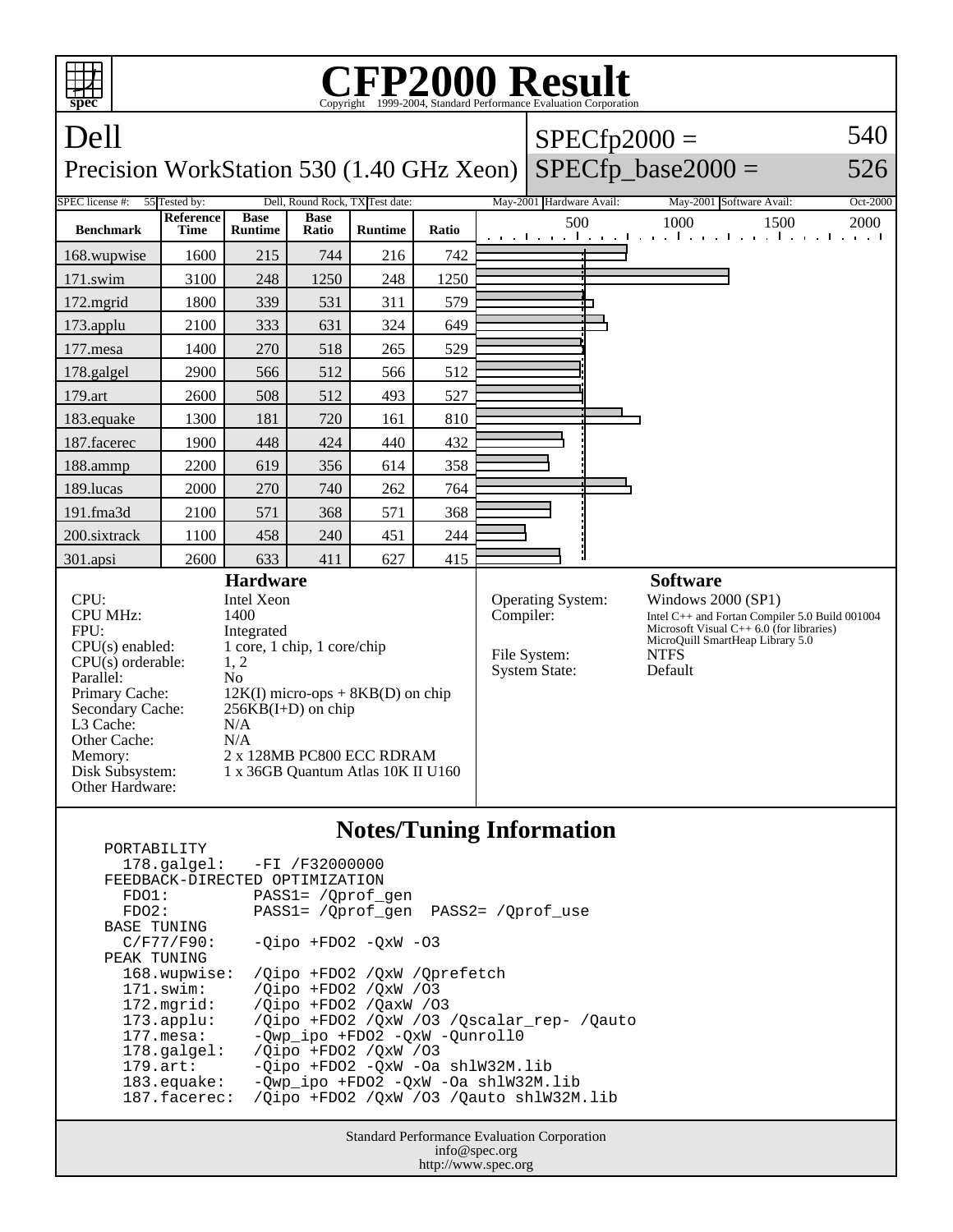# CFP2000 Result

Copyright 1999-2004, Standard Performance Evaluation Corporation

## Dell

Precision WorkStation 530 (1.40 GHz Xeon)

SPECfp2000 = 540

SPECfp_base2000 = 526

SPEC license #: 55 | Tested by: Dell, Round Rock, TX | Test date: May-2001 | Hardware Avail: May-2001 | Software Avail: Oct-2000

| Benchmark | Reference Time | Base Runtime | Base Ratio | Runtime | Ratio |
|---|---|---|---|---|---|
| 168.wupwise | 1600 | 215 | 744 | 216 | 742 |
| 171.swim | 3100 | 248 | 1250 | 248 | 1250 |
| 172.mgrid | 1800 | 339 | 531 | 311 | 579 |
| 173.applu | 2100 | 333 | 631 | 324 | 649 |
| 177.mesa | 1400 | 270 | 518 | 265 | 529 |
| 178.galgel | 2900 | 566 | 512 | 566 | 512 |
| 179.art | 2600 | 508 | 512 | 493 | 527 |
| 183.equake | 1300 | 181 | 720 | 161 | 810 |
| 187.facerec | 1900 | 448 | 424 | 440 | 432 |
| 188.ammp | 2200 | 619 | 356 | 614 | 358 |
| 189.lucas | 2000 | 270 | 740 | 262 | 764 |
| 191.fma3d | 2100 | 571 | 368 | 571 | 368 |
| 200.sixtrack | 1100 | 458 | 240 | 451 | 244 |
| 301.apsi | 2600 | 633 | 411 | 627 | 415 |

### Hardware

| | |
|---|---|
| CPU: | Intel Xeon |
| CPU MHz: | 1400 |
| FPU: | Integrated |
| CPU(s) enabled: | 1 core, 1 chip, 1 core/chip |
| CPU(s) orderable: | 1, 2 |
| Parallel: | No |
| Primary Cache: | 12K(I) micro-ops + 8KB(D) on chip |
| Secondary Cache: | 256KB(I+D) on chip |
| L3 Cache: | N/A |
| Other Cache: | N/A |
| Memory: | 2 x 128MB PC800 ECC RDRAM |
| Disk Subsystem: | 1 x 36GB Quantum Atlas 10K II U160 |
| Other Hardware: | |

### Software

| | |
|---|---|
| Operating System: | Windows 2000 (SP1) |
| Compiler: | Intel C++ and Fortan Compiler 5.0 Build 001004<br>Microsoft Visual C++ 6.0 (for libraries)<br>MicroQuill SmartHeap Library 5.0 |
| File System: | NTFS |
| System State: | Default |

### Notes/Tuning Information

```
PORTABILITY
  178.galgel:   -FI /F32000000
FEEDBACK-DIRECTED OPTIMIZATION
  FDO1:         PASS1= /Qprof_gen
  FDO2:         PASS1= /Qprof_gen  PASS2= /Qprof_use
BASE TUNING
  C/F77/F90:    -Qipo +FDO2 -QxW -O3
PEAK TUNING
  168.wupwise:  /Qipo +FDO2 /QxW /Qprefetch
  171.swim:     /Qipo +FDO2 /QxW /O3
  172.mgrid:    /Qipo +FDO2 /QaxW /O3
  173.applu:    /Qipo +FDO2 /QxW /O3 /Qscalar_rep- /Qauto
  177.mesa:     -Qwp_ipo +FDO2 -QxW -Qunroll0
  178.galgel:   /Qipo +FDO2 /QxW /O3
  179.art:      -Qipo +FDO2 -QxW -Oa shlW32M.lib
  183.equake:   -Qwp_ipo +FDO2 -QxW -Oa shlW32M.lib
  187.facerec:  /Qipo +FDO2 /QxW /O3 /Qauto shlW32M.lib
```

Standard Performance Evaluation Corporation
info@spec.org
http://www.spec.org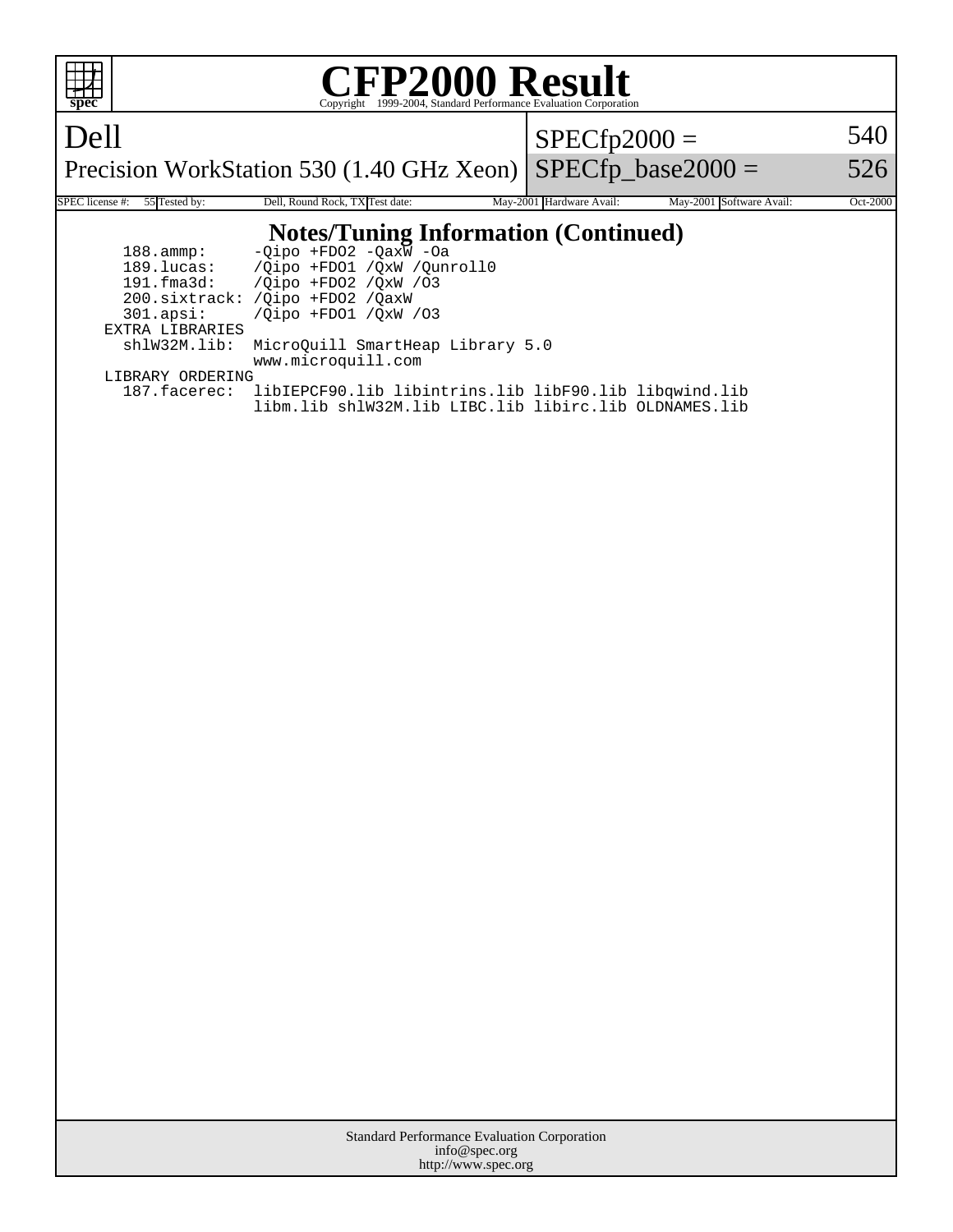# CFP2000 Result

Copyright 1999-2004, Standard Performance Evaluation Corporation

**Dell**

Precision WorkStation 530 (1.40 GHz Xeon)

SPECfp2000 = 540

SPECfp_base2000 = 526

| SPEC license #: | 55 | Tested by: | Dell, Round Rock, TX | Test date: | May-2001 | Hardware Avail: | May-2001 | Software Avail: | Oct-2000 |
|---|---|---|---|---|---|---|---|---|---|

## Notes/Tuning Information (Continued)

```
    188.ammp:      -Qipo +FDO2 -QaxW -Oa
    189.lucas:     /Qipo +FDO1 /QxW /Qunroll0
    191.fma3d:     /Qipo +FDO2 /QxW /O3
    200.sixtrack: /Qipo +FDO2 /QaxW
    301.apsi:      /Qipo +FDO1 /QxW /O3
  EXTRA LIBRARIES
    shlW32M.lib:  MicroQuill SmartHeap Library 5.0
                  www.microquill.com
  LIBRARY ORDERING
    187.facerec:  libIEPCF90.lib libintrins.lib libF90.lib libqwind.lib
                  libm.lib shlW32M.lib LIBC.lib libirc.lib OLDNAMES.lib
```

Standard Performance Evaluation Corporation
info@spec.org
http://www.spec.org